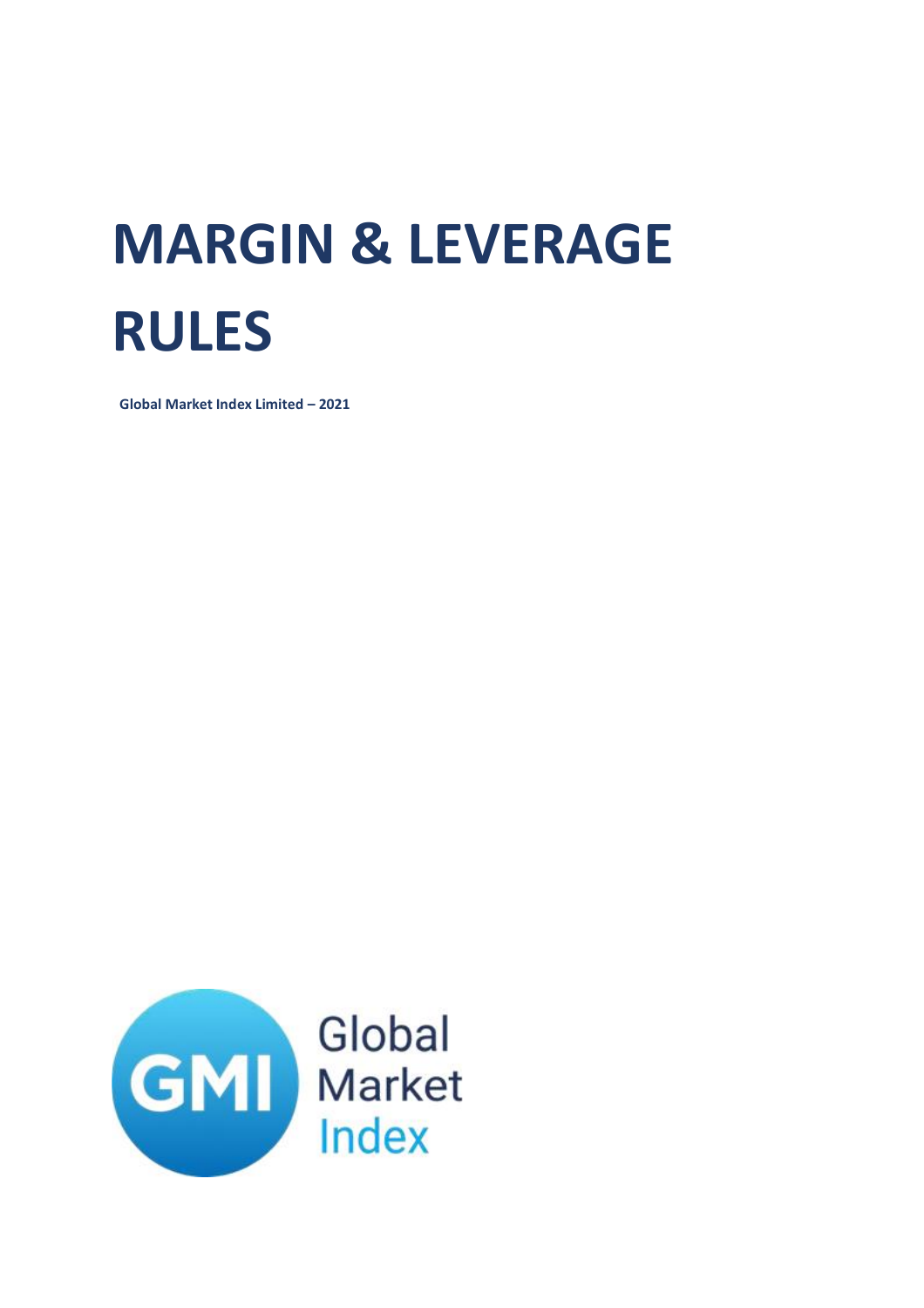# MARGIN & LEVERAGE RULES

**Global Market Index Limited – 2021**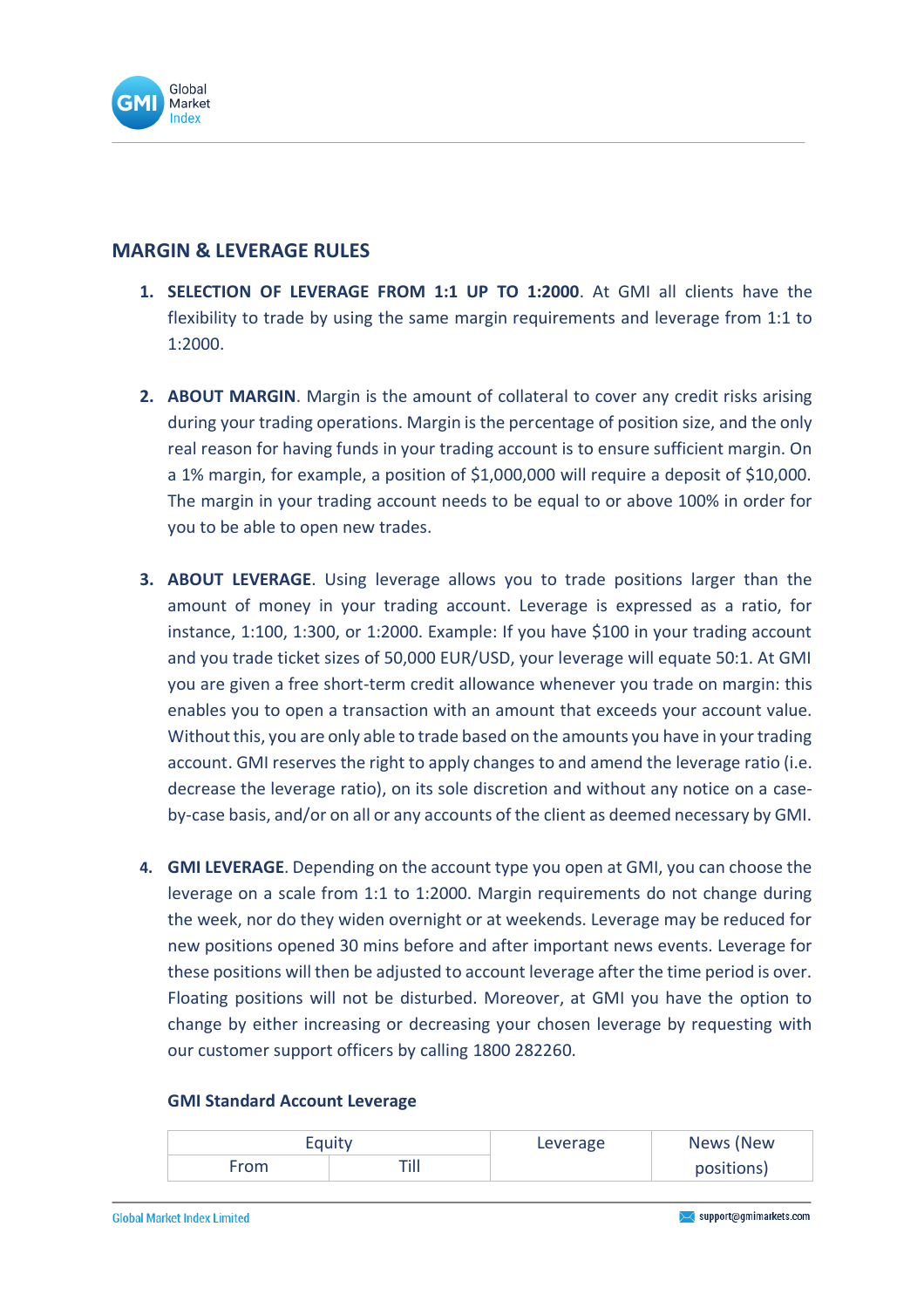## MARGIN & LEVERAGE RULES

1. **SELECTION OF LEVERAGE FROM 1:1 UP TO 1:2000**. At GMI all clients have the flexibility to trade by using the same margin requirements and leverage from 1:1 to 1:2000.

2. **ABOUT MARGIN**. Margin is the amount of collateral to cover any credit risks arising during your trading operations. Margin is the percentage of position size, and the only real reason for having funds in your trading account is to ensure sufficient margin. On a 1% margin, for example, a position of $1,000,000 will require a deposit of $10,000. The margin in your trading account needs to be equal to or above 100% in order for you to be able to open new trades.

3. **ABOUT LEVERAGE**. Using leverage allows you to trade positions larger than the amount of money in your trading account. Leverage is expressed as a ratio, for instance, 1:100, 1:300, or 1:2000. Example: If you have $100 in your trading account and you trade ticket sizes of 50,000 EUR/USD, your leverage will equate 50:1. At GMI you are given a free short-term credit allowance whenever you trade on margin: this enables you to open a transaction with an amount that exceeds your account value. Without this, you are only able to trade based on the amounts you have in your trading account. GMI reserves the right to apply changes to and amend the leverage ratio (i.e. decrease the leverage ratio), on its sole discretion and without any notice on a case-by-case basis, and/or on all or any accounts of the client as deemed necessary by GMI.

4. **GMI LEVERAGE**. Depending on the account type you open at GMI, you can choose the leverage on a scale from 1:1 to 1:2000. Margin requirements do not change during the week, nor do they widen overnight or at weekends. Leverage may be reduced for new positions opened 30 mins before and after important news events. Leverage for these positions will then be adjusted to account leverage after the time period is over. Floating positions will not be disturbed. Moreover, at GMI you have the option to change by either increasing or decreasing your chosen leverage by requesting with our customer support officers by calling 1800 282260.

**GMI Standard Account Leverage**

| Equity | | Leverage | News (New positions) |
|---|---|---|---|
| From | Till | | |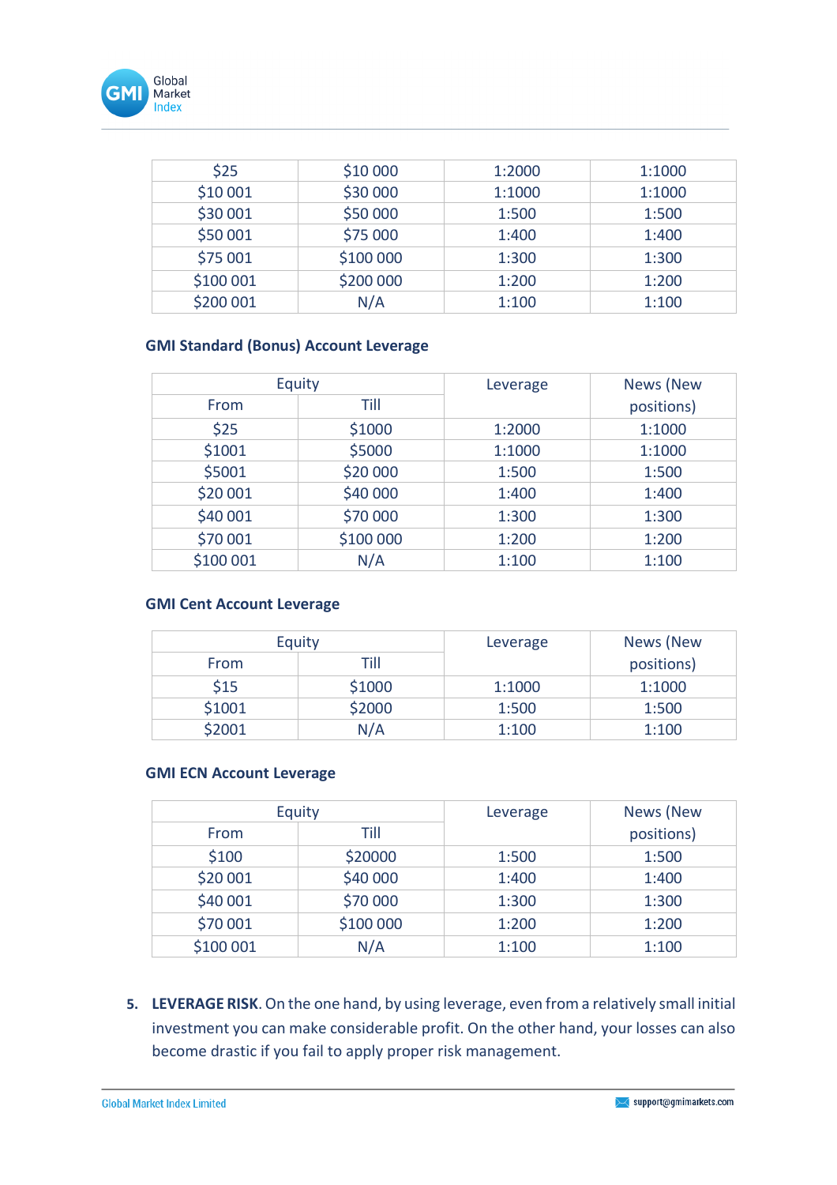| | | | |
|---|---|---|---|
| $25 | $10 000 | 1:2000 | 1:1000 |
| $10 001 | $30 000 | 1:1000 | 1:1000 |
| $30 001 | $50 000 | 1:500 | 1:500 |
| $50 001 | $75 000 | 1:400 | 1:400 |
| $75 001 | $100 000 | 1:300 | 1:300 |
| $100 001 | $200 000 | 1:200 | 1:200 |
| $200 001 | N/A | 1:100 | 1:100 |

**GMI Standard (Bonus) Account Leverage**

| Equity | | Leverage | News (New positions) |
|---|---|---|---|
| From | Till | | |
| $25 | $1000 | 1:2000 | 1:1000 |
| $1001 | $5000 | 1:1000 | 1:1000 |
| $5001 | $20 000 | 1:500 | 1:500 |
| $20 001 | $40 000 | 1:400 | 1:400 |
| $40 001 | $70 000 | 1:300 | 1:300 |
| $70 001 | $100 000 | 1:200 | 1:200 |
| $100 001 | N/A | 1:100 | 1:100 |

**GMI Cent Account Leverage**

| Equity | | Leverage | News (New positions) |
|---|---|---|---|
| From | Till | | |
| $15 | $1000 | 1:1000 | 1:1000 |
| $1001 | $2000 | 1:500 | 1:500 |
| $2001 | N/A | 1:100 | 1:100 |

**GMI ECN Account Leverage**

| Equity | | Leverage | News (New positions) |
|---|---|---|---|
| From | Till | | |
| $100 | $20000 | 1:500 | 1:500 |
| $20 001 | $40 000 | 1:400 | 1:400 |
| $40 001 | $70 000 | 1:300 | 1:300 |
| $70 001 | $100 000 | 1:200 | 1:200 |
| $100 001 | N/A | 1:100 | 1:100 |

5. **LEVERAGE RISK**. On the one hand, by using leverage, even from a relatively small initial investment you can make considerable profit. On the other hand, your losses can also become drastic if you fail to apply proper risk management.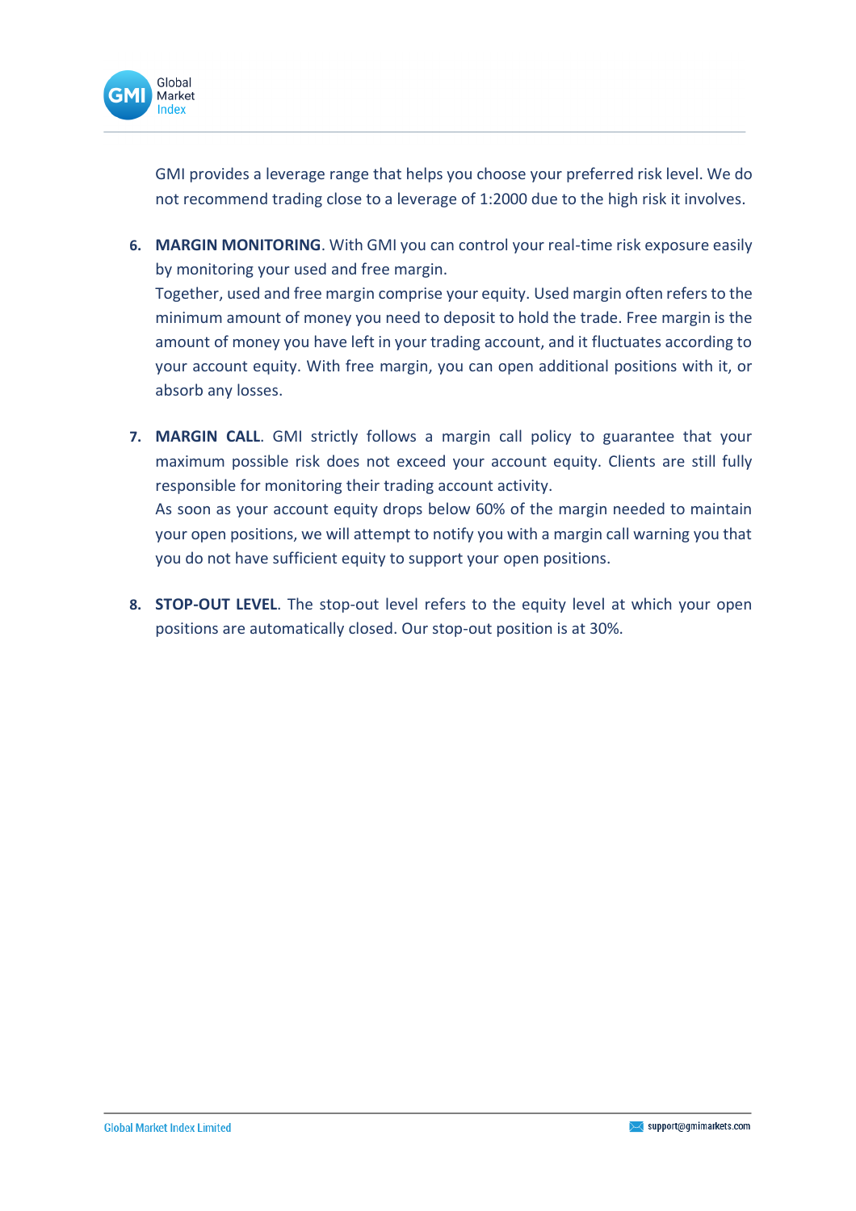GMI provides a leverage range that helps you choose your preferred risk level. We do not recommend trading close to a leverage of 1:2000 due to the high risk it involves.

6. **MARGIN MONITORING**. With GMI you can control your real-time risk exposure easily by monitoring your used and free margin.
   Together, used and free margin comprise your equity. Used margin often refers to the minimum amount of money you need to deposit to hold the trade. Free margin is the amount of money you have left in your trading account, and it fluctuates according to your account equity. With free margin, you can open additional positions with it, or absorb any losses.

7. **MARGIN CALL**. GMI strictly follows a margin call policy to guarantee that your maximum possible risk does not exceed your account equity. Clients are still fully responsible for monitoring their trading account activity.
   As soon as your account equity drops below 60% of the margin needed to maintain your open positions, we will attempt to notify you with a margin call warning you that you do not have sufficient equity to support your open positions.

8. **STOP-OUT LEVEL**. The stop-out level refers to the equity level at which your open positions are automatically closed. Our stop-out position is at 30%.